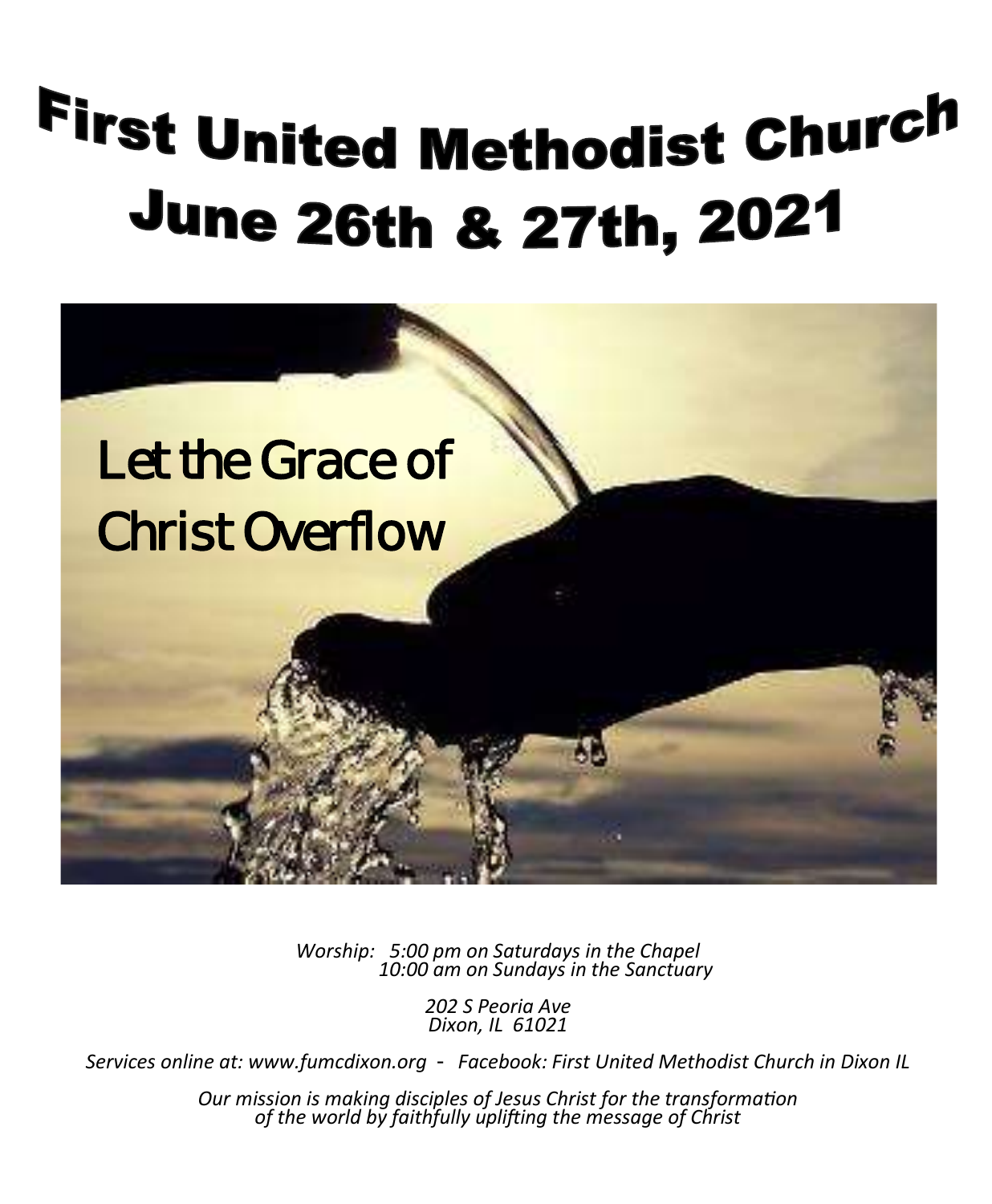# First United Methodist Church
# June 26th & 27th, 2021

Let the Grace of Christ Overflow

*Worship: 5:00 pm on Saturdays in the Chapel*
*10:00 am on Sundays in the Sanctuary*

*202 S Peoria Ave*
*Dixon, IL 61021*

*Services online at: www.fumcdixon.org - Facebook: First United Methodist Church in Dixon IL*

*Our mission is making disciples of Jesus Christ for the transformation of the world by faithfully uplifting the message of Christ*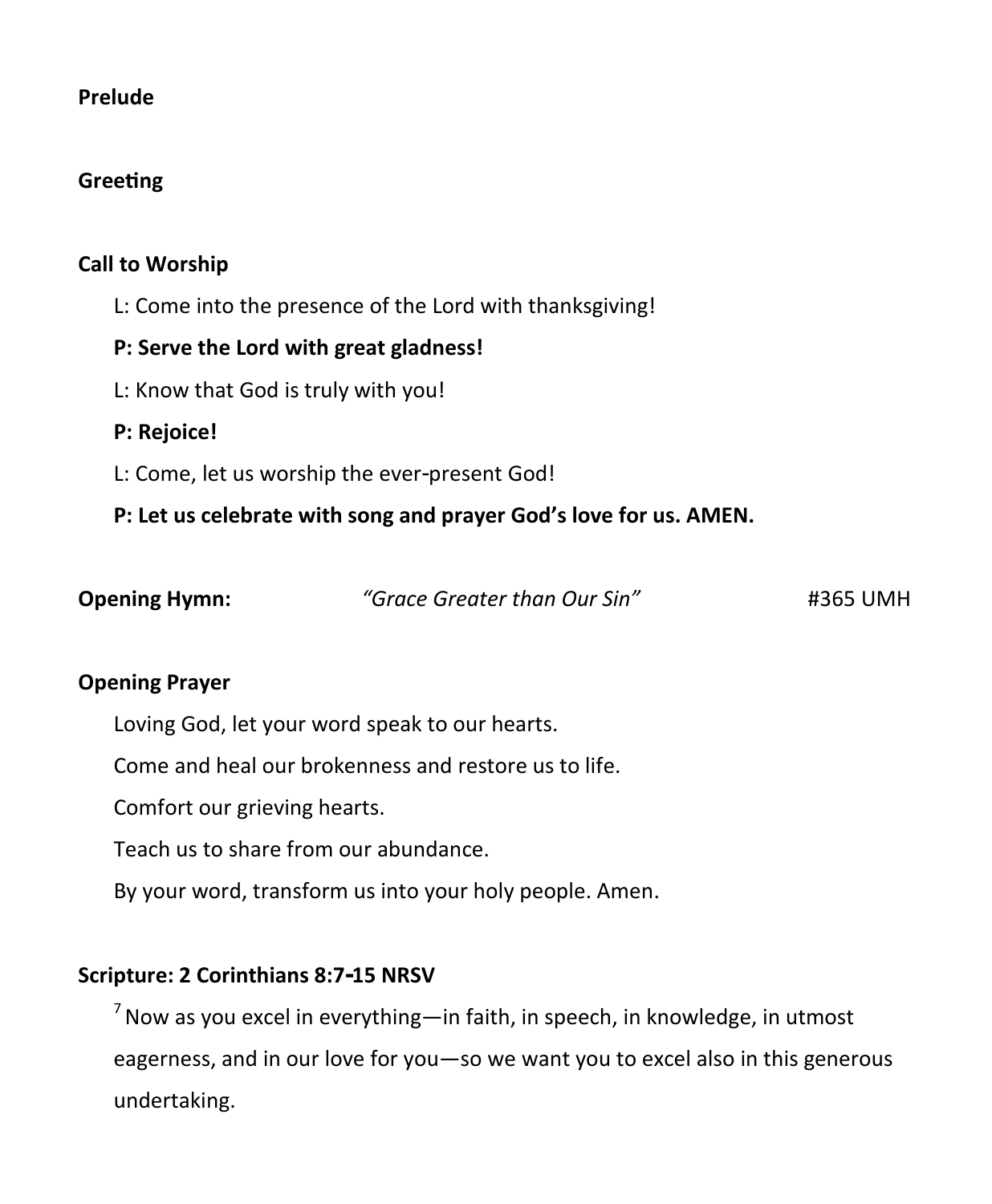**Prelude**

**Greeting**

**Call to Worship**

L: Come into the presence of the Lord with thanksgiving!

**P: Serve the Lord with great gladness!**

L: Know that God is truly with you!

**P: Rejoice!**

L: Come, let us worship the ever-present God!

**P: Let us celebrate with song and prayer God's love for us. AMEN.**

**Opening Hymn:** *"Grace Greater than Our Sin"* #365 UMH

**Opening Prayer**

Loving God, let your word speak to our hearts.

Come and heal our brokenness and restore us to life.

Comfort our grieving hearts.

Teach us to share from our abundance.

By your word, transform us into your holy people. Amen.

**Scripture: 2 Corinthians 8:7-15 NRSV**

[7] Now as you excel in everything—in faith, in speech, in knowledge, in utmost eagerness, and in our love for you—so we want you to excel also in this generous undertaking.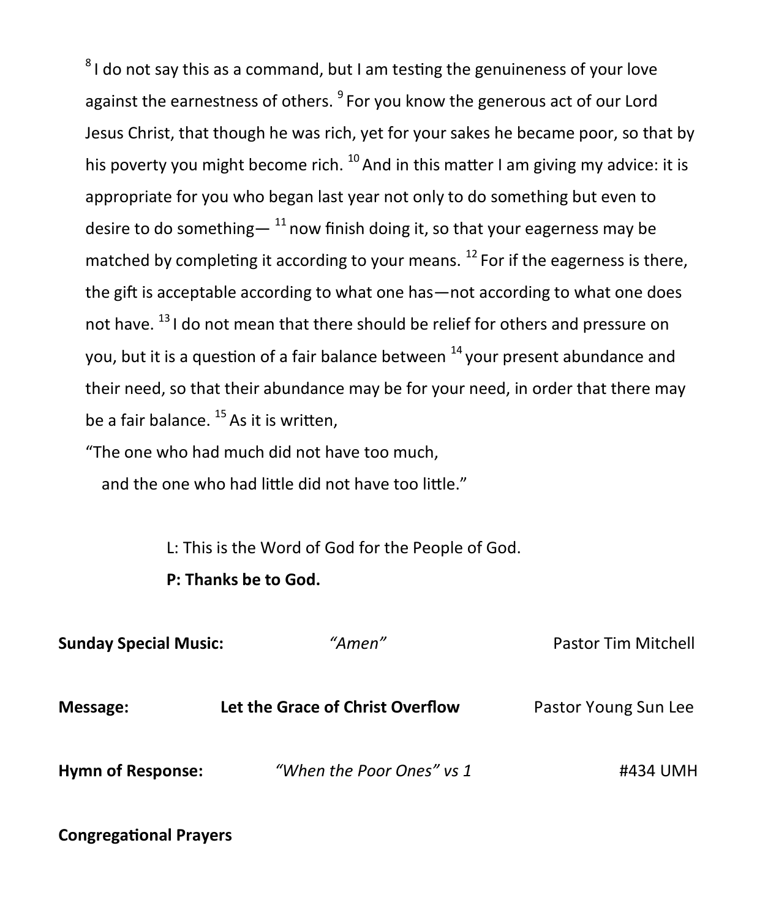[8] I do not say this as a command, but I am testing the genuineness of your love against the earnestness of others. [9] For you know the generous act of our Lord Jesus Christ, that though he was rich, yet for your sakes he became poor, so that by his poverty you might become rich. [10] And in this matter I am giving my advice: it is appropriate for you who began last year not only to do something but even to desire to do something— [11] now finish doing it, so that your eagerness may be matched by completing it according to your means. [12] For if the eagerness is there, the gift is acceptable according to what one has—not according to what one does not have. [13] I do not mean that there should be relief for others and pressure on you, but it is a question of a fair balance between [14] your present abundance and their need, so that their abundance may be for your need, in order that there may be a fair balance. [15] As it is written,

"The one who had much did not have too much,
  and the one who had little did not have too little."

L: This is the Word of God for the People of God.

**P: Thanks be to God.**

**Sunday Special Music:** *"Amen"* Pastor Tim Mitchell

**Message:** **Let the Grace of Christ Overflow** Pastor Young Sun Lee

**Hymn of Response:** *"When the Poor Ones" vs 1* #434 UMH

**Congregational Prayers**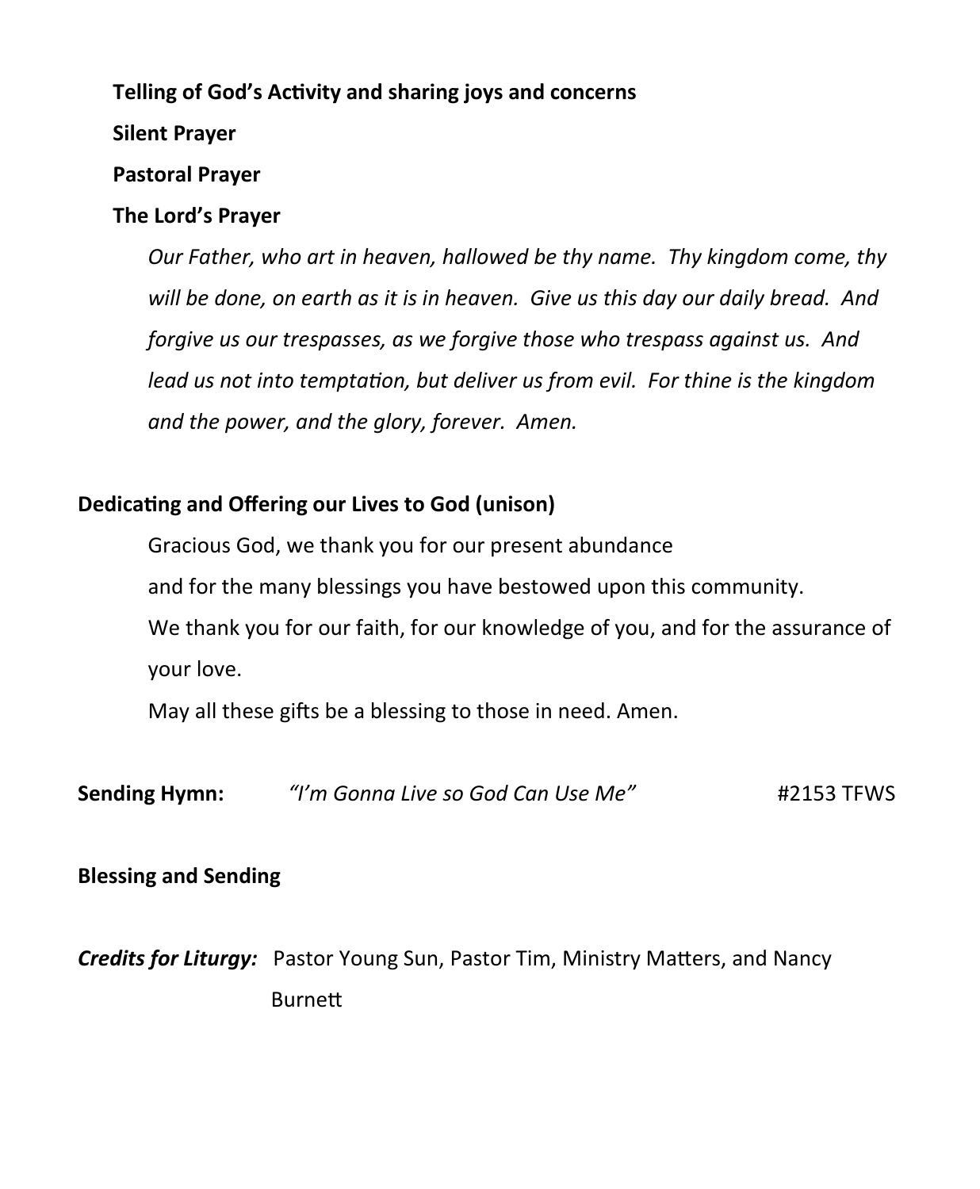**Telling of God's Activity and sharing joys and concerns**

**Silent Prayer**

**Pastoral Prayer**

**The Lord's Prayer**

*Our Father, who art in heaven, hallowed be thy name. Thy kingdom come, thy will be done, on earth as it is in heaven. Give us this day our daily bread. And forgive us our trespasses, as we forgive those who trespass against us. And lead us not into temptation, but deliver us from evil. For thine is the kingdom and the power, and the glory, forever. Amen.*

**Dedicating and Offering our Lives to God (unison)**

Gracious God, we thank you for our present abundance
and for the many blessings you have bestowed upon this community.
We thank you for our faith, for our knowledge of you, and for the assurance of your love.
May all these gifts be a blessing to those in need. Amen.

**Sending Hymn:** *"I'm Gonna Live so God Can Use Me"* #2153 TFWS

**Blessing and Sending**

***Credits for Liturgy:*** Pastor Young Sun, Pastor Tim, Ministry Matters, and Nancy Burnett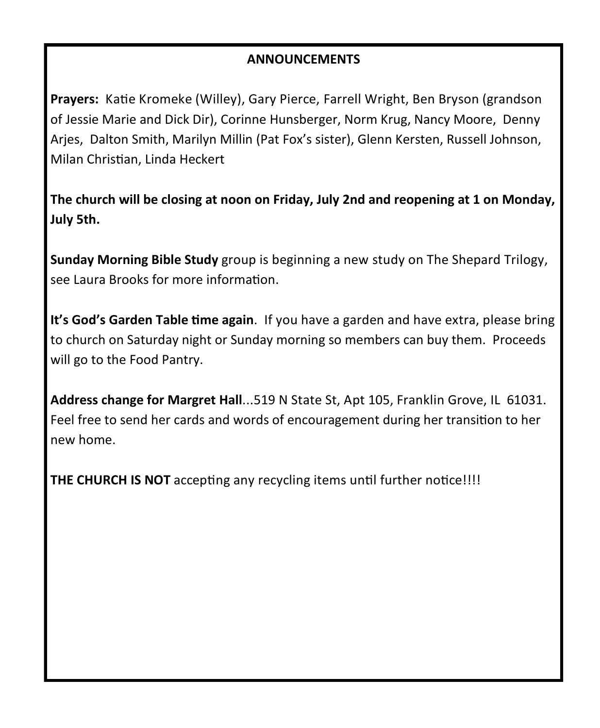## ANNOUNCEMENTS

**Prayers:** Katie Kromeke (Willey), Gary Pierce, Farrell Wright, Ben Bryson (grandson of Jessie Marie and Dick Dir), Corinne Hunsberger, Norm Krug, Nancy Moore, Denny Arjes, Dalton Smith, Marilyn Millin (Pat Fox's sister), Glenn Kersten, Russell Johnson, Milan Christian, Linda Heckert

**The church will be closing at noon on Friday, July 2nd and reopening at 1 on Monday, July 5th.**

**Sunday Morning Bible Study** group is beginning a new study on The Shepard Trilogy, see Laura Brooks for more information.

**It's God's Garden Table time again**. If you have a garden and have extra, please bring to church on Saturday night or Sunday morning so members can buy them. Proceeds will go to the Food Pantry.

**Address change for Margret Hall**...519 N State St, Apt 105, Franklin Grove, IL 61031. Feel free to send her cards and words of encouragement during her transition to her new home.

**THE CHURCH IS NOT** accepting any recycling items until further notice!!!!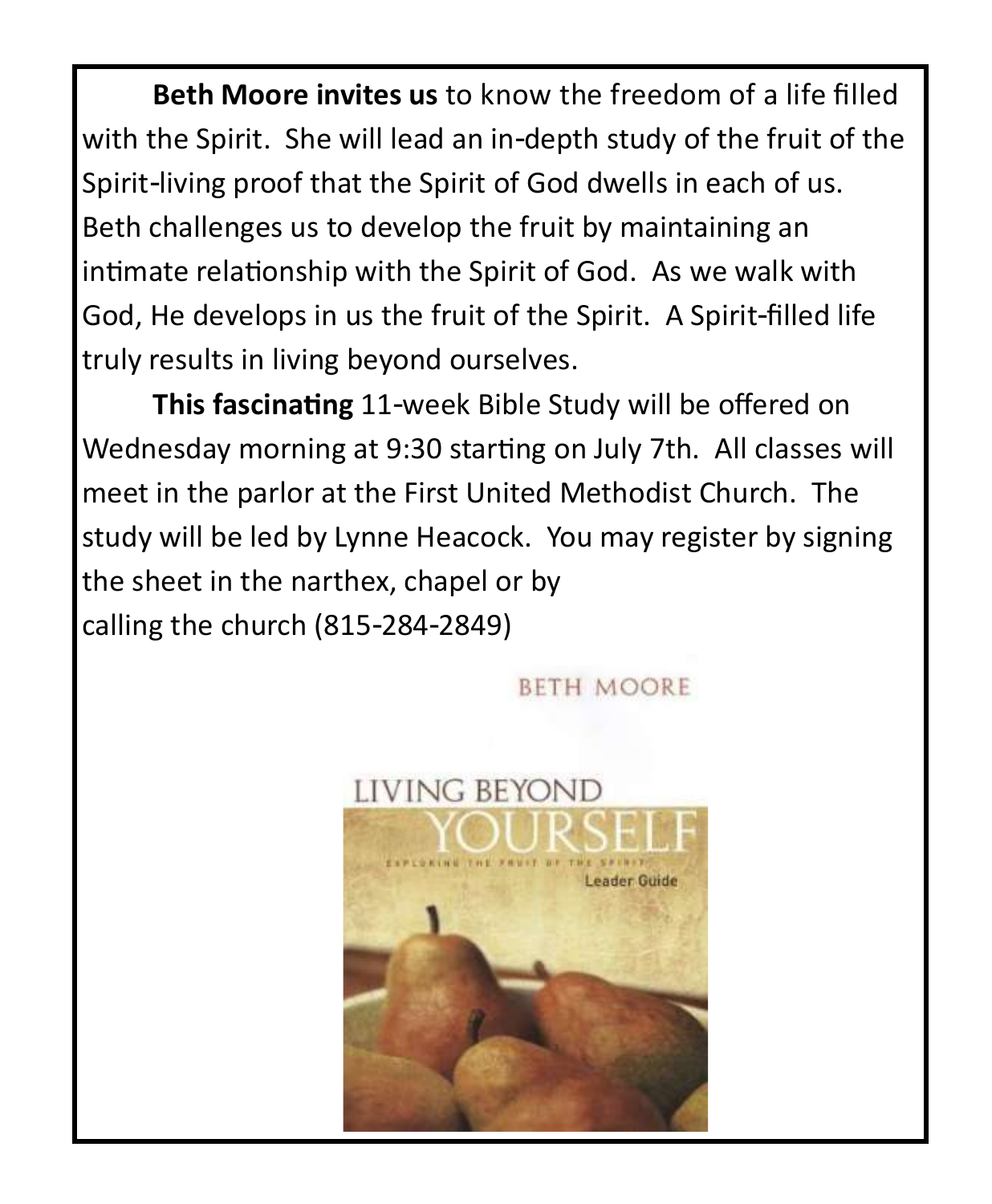**Beth Moore invites us** to know the freedom of a life filled with the Spirit. She will lead an in-depth study of the fruit of the Spirit-living proof that the Spirit of God dwells in each of us. Beth challenges us to develop the fruit by maintaining an intimate relationship with the Spirit of God. As we walk with God, He develops in us the fruit of the Spirit. A Spirit-filled life truly results in living beyond ourselves.

**This fascinating** 11-week Bible Study will be offered on Wednesday morning at 9:30 starting on July 7th. All classes will meet in the parlor at the First United Methodist Church. The study will be led by Lynne Heacock. You may register by signing the sheet in the narthex, chapel or by calling the church (815-284-2849)

BETH MOORE

LIVING BEYOND YOURSELF

EXPLORING THE FRUIT OF THE SPIRIT

Leader Guide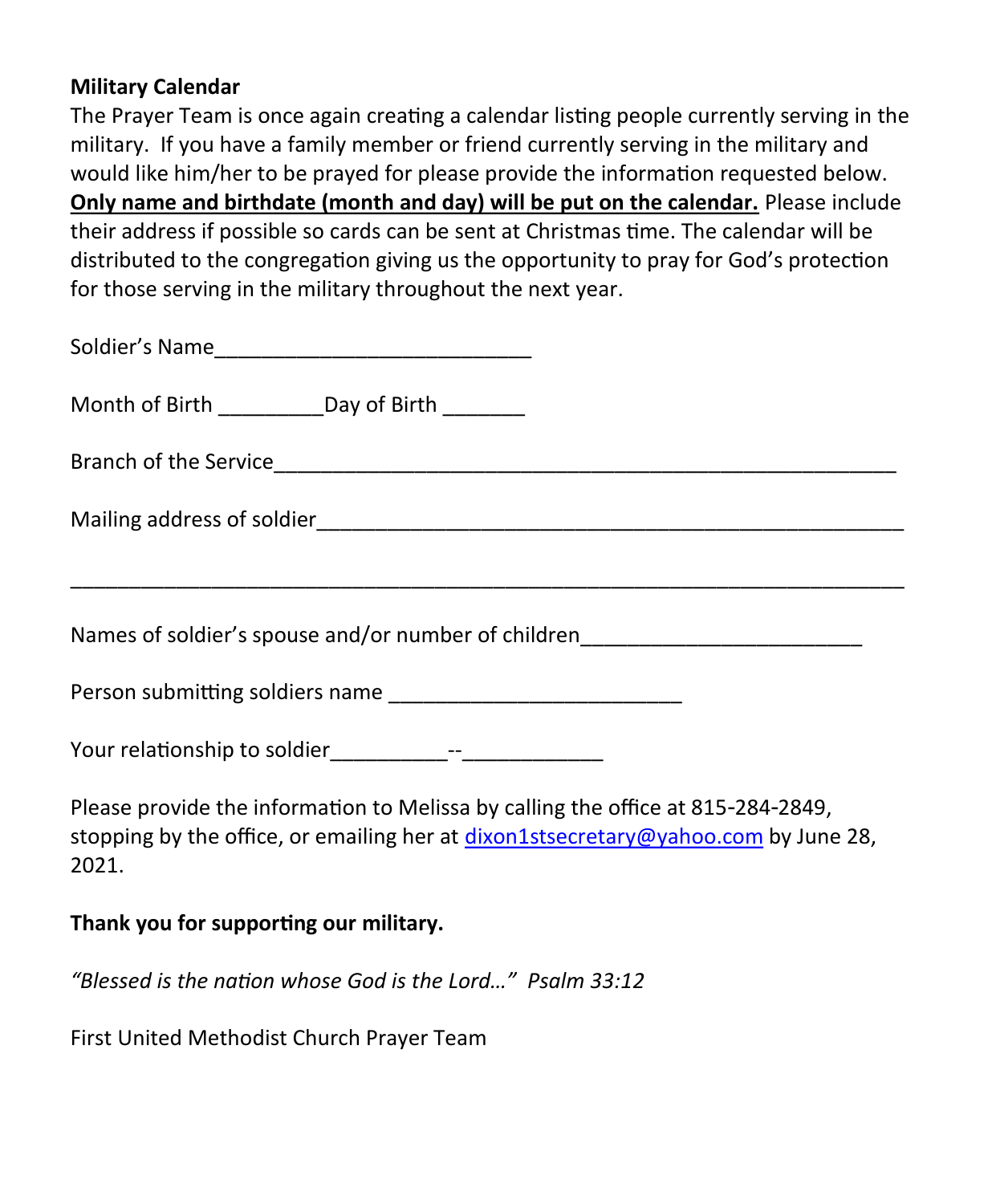**Military Calendar**

The Prayer Team is once again creating a calendar listing people currently serving in the military. If you have a family member or friend currently serving in the military and would like him/her to be prayed for please provide the information requested below. **<u>Only name and birthdate (month and day) will be put on the calendar.</u>** Please include their address if possible so cards can be sent at Christmas time. The calendar will be distributed to the congregation giving us the opportunity to pray for God's protection for those serving in the military throughout the next year.

Soldier's Name___________________________

Month of Birth _________Day of Birth _______

Branch of the Service_____________________________________________________

Mailing address of soldier__________________________________________________

________________________________________________________________________

Names of soldier's spouse and/or number of children________________________

Person submitting soldiers name _________________________

Your relationship to soldier__________--____________

Please provide the information to Melissa by calling the office at 815-284-2849, stopping by the office, or emailing her at dixon1stsecretary@yahoo.com by June 28, 2021.

**Thank you for supporting our military.**

*"Blessed is the nation whose God is the Lord…" Psalm 33:12*

First United Methodist Church Prayer Team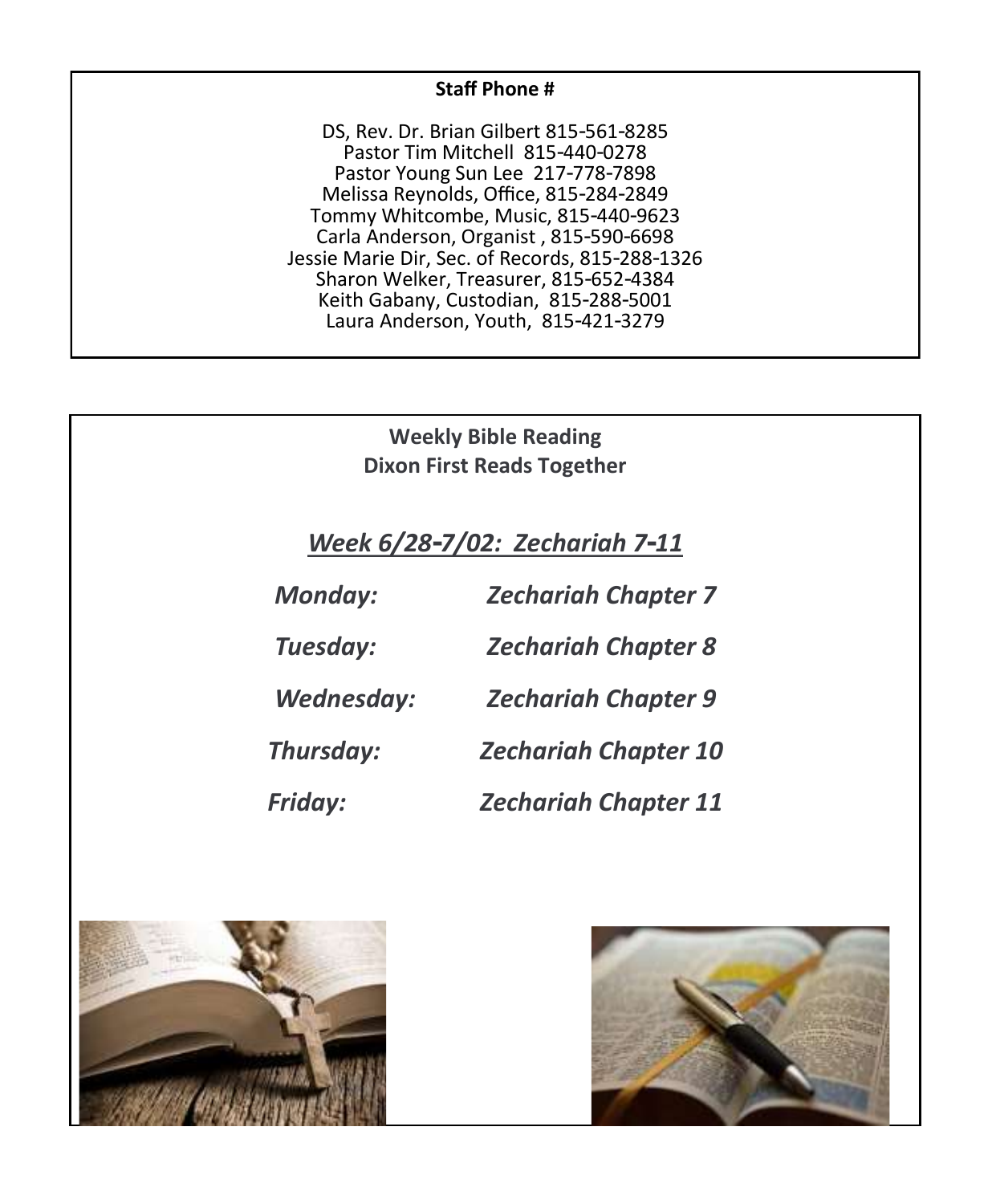**Staff Phone #**

DS, Rev. Dr. Brian Gilbert 815-561-8285
Pastor Tim Mitchell 815-440-0278
Pastor Young Sun Lee 217-778-7898
Melissa Reynolds, Office, 815-284-2849
Tommy Whitcombe, Music, 815-440-9623
Carla Anderson, Organist , 815-590-6698
Jessie Marie Dir, Sec. of Records, 815-288-1326
Sharon Welker, Treasurer, 815-652-4384
Keith Gabany, Custodian, 815-288-5001
Laura Anderson, Youth, 815-421-3279

**Weekly Bible Reading**
**Dixon First Reads Together**

***Week 6/28-7/02: Zechariah 7-11***

| | |
|---|---|
| ***Monday:*** | ***Zechariah Chapter 7*** |
| ***Tuesday:*** | ***Zechariah Chapter 8*** |
| ***Wednesday:*** | ***Zechariah Chapter 9*** |
| ***Thursday:*** | ***Zechariah Chapter 10*** |
| ***Friday:*** | ***Zechariah Chapter 11*** |